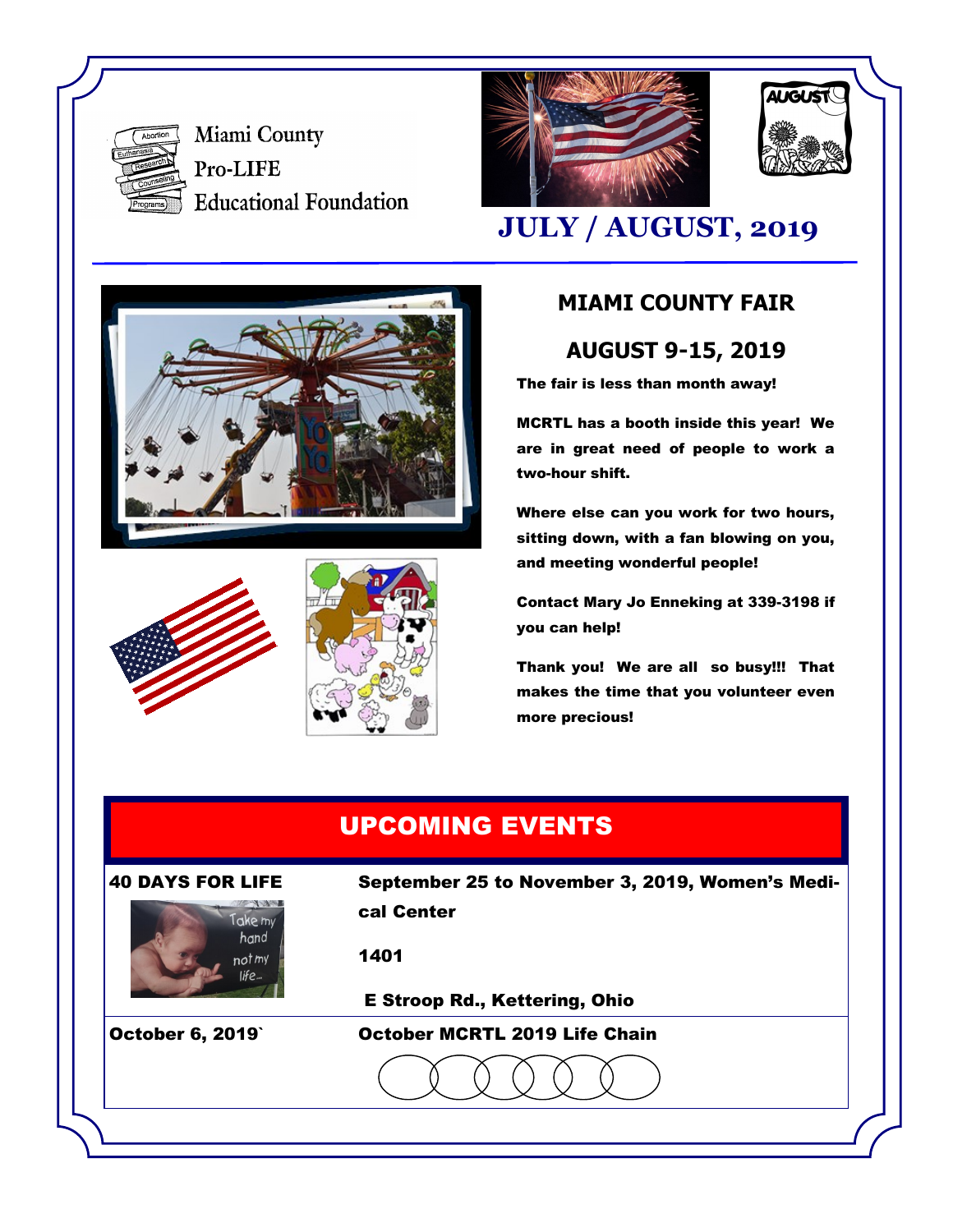Miami County Pro-LIFE Educational Foundation

# JULY / AUGUST, 2019

## MIAMI COUNTY FAIR

## AUGUST 9-15, 2019

**The fair is less than month away!**

**MCRTL has a booth inside this year! We are in great need of people to work a two-hour shift.**

**Where else can you work for two hours, sitting down, with a fan blowing on you, and meeting wonderful people!**

**Contact Mary Jo Enneking at 339-3198 if you can help!**

**Thank you! We are all so busy!!! That makes the time that you volunteer even more precious!**

## UPCOMING EVENTS

| | |
|---|---|
| **40 DAYS FOR LIFE** | **September 25 to November 3, 2019, Women's Medical Center**<br><br>**1401**<br><br>**E Stroop Rd., Kettering, Ohio** |
| **October 6, 2019`** | **October MCRTL 2019 Life Chain** |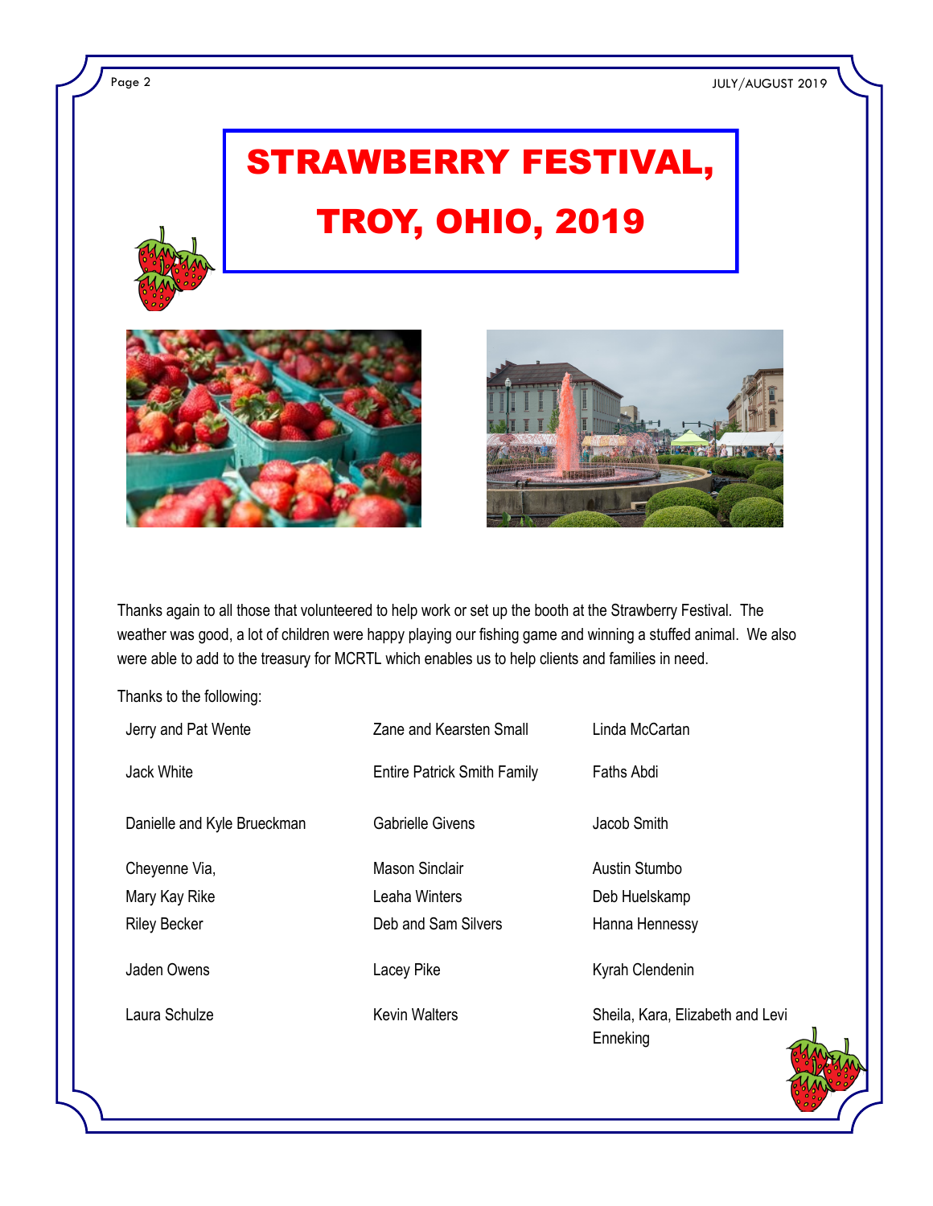# STRAWBERRY FESTIVAL, TROY, OHIO, 2019

Thanks again to all those that volunteered to help work or set up the booth at the Strawberry Festival. The weather was good, a lot of children were happy playing our fishing game and winning a stuffed animal. We also were able to add to the treasury for MCRTL which enables us to help clients and families in need.

Thanks to the following:

| | | |
|---|---|---|
| Jerry and Pat Wente | Zane and Kearsten Small | Linda McCartan |
| Jack White | Entire Patrick Smith Family | Faths Abdi |
| Danielle and Kyle Brueckman | Gabrielle Givens | Jacob Smith |
| Cheyenne Via, | Mason Sinclair | Austin Stumbo |
| Mary Kay Rike | Leaha Winters | Deb Huelskamp |
| Riley Becker | Deb and Sam Silvers | Hanna Hennessy |
| Jaden Owens | Lacey Pike | Kyrah Clendenin |
| Laura Schulze | Kevin Walters | Sheila, Kara, Elizabeth and Levi Enneking |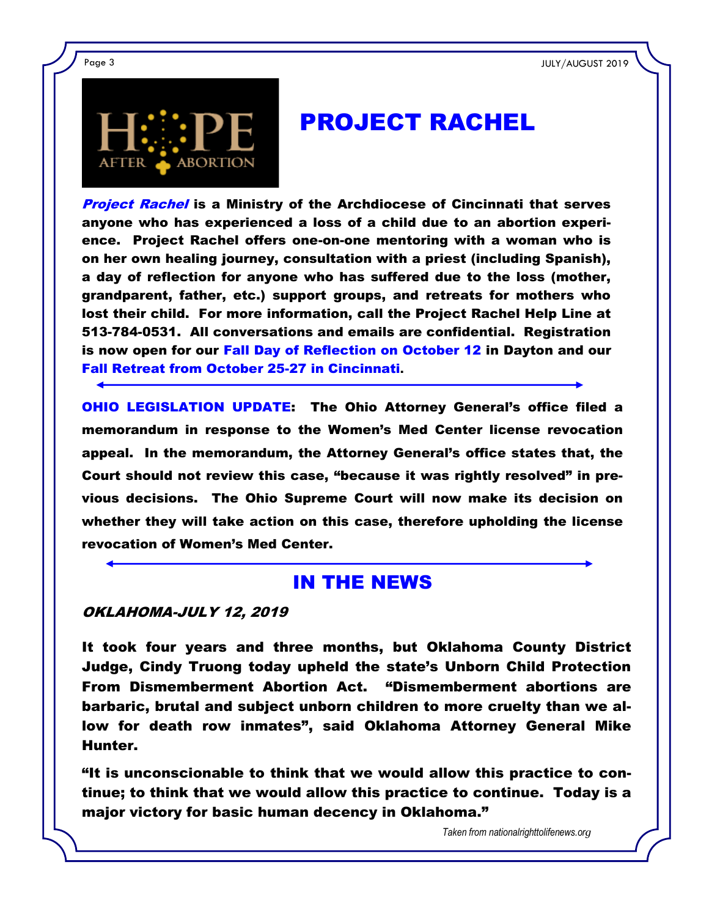# PROJECT RACHEL

***Project Rachel*** **is a Ministry of the Archdiocese of Cincinnati that serves anyone who has experienced a loss of a child due to an abortion experience. Project Rachel offers one-on-one mentoring with a woman who is on her own healing journey, consultation with a priest (including Spanish), a day of reflection for anyone who has suffered due to the loss (mother, grandparent, father, etc.) support groups, and retreats for mothers who lost their child. For more information, call the Project Rachel Help Line at 513-784-0531. All conversations and emails are confidential. Registration is now open for our Fall Day of Reflection on October 12 in Dayton and our Fall Retreat from October 25-27 in Cincinnati.**

**OHIO LEGISLATION UPDATE: The Ohio Attorney General's office filed a memorandum in response to the Women's Med Center license revocation appeal. In the memorandum, the Attorney General's office states that, the Court should not review this case, "because it was rightly resolved" in previous decisions. The Ohio Supreme Court will now make its decision on whether they will take action on this case, therefore upholding the license revocation of Women's Med Center.**

## IN THE NEWS

***OKLAHOMA-JULY 12, 2019***

**It took four years and three months, but Oklahoma County District Judge, Cindy Truong today upheld the state's Unborn Child Protection From Dismemberment Abortion Act. "Dismemberment abortions are barbaric, brutal and subject unborn children to more cruelty than we allow for death row inmates", said Oklahoma Attorney General Mike Hunter.**

**"It is unconscionable to think that we would allow this practice to continue; to think that we would allow this practice to continue. Today is a major victory for basic human decency in Oklahoma."**

*Taken from nationalrighttolifenews.org*